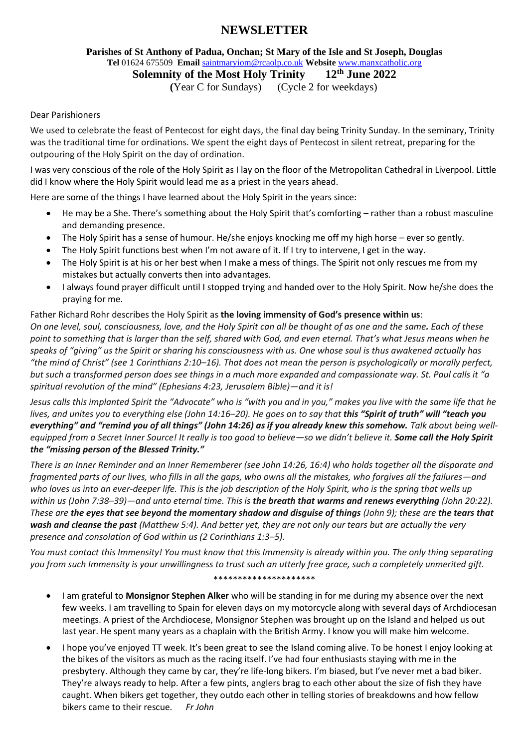# NEWSLETTER

**Parishes of St Anthony of Padua, Onchan; St Mary of the Isle and St Joseph, Douglas**

**Tel** 01624 675509 **Email** saintmaryiom@rcaolp.co.uk **Website** www.manxcatholic.org

**Solemnity of the Most Holy Trinity 12th June 2022**

(Year C for Sundays) (Cycle 2 for weekdays)

Dear Parishioners

We used to celebrate the feast of Pentecost for eight days, the final day being Trinity Sunday. In the seminary, Trinity was the traditional time for ordinations. We spent the eight days of Pentecost in silent retreat, preparing for the outpouring of the Holy Spirit on the day of ordination.

I was very conscious of the role of the Holy Spirit as I lay on the floor of the Metropolitan Cathedral in Liverpool. Little did I know where the Holy Spirit would lead me as a priest in the years ahead.

Here are some of the things I have learned about the Holy Spirit in the years since:

- He may be a She. There's something about the Holy Spirit that's comforting – rather than a robust masculine and demanding presence.
- The Holy Spirit has a sense of humour. He/she enjoys knocking me off my high horse – ever so gently.
- The Holy Spirit functions best when I'm not aware of it. If I try to intervene, I get in the way.
- The Holy Spirit is at his or her best when I make a mess of things. The Spirit not only rescues me from my mistakes but actually converts then into advantages.
- I always found prayer difficult until I stopped trying and handed over to the Holy Spirit. Now he/she does the praying for me.

Father Richard Rohr describes the Holy Spirit as **the loving immensity of God's presence within us**:

*On one level, soul, consciousness, love, and the Holy Spirit can all be thought of as one and the same. Each of these point to something that is larger than the self, shared with God, and even eternal. That's what Jesus means when he speaks of "giving" us the Spirit or sharing his consciousness with us. One whose soul is thus awakened actually has "the mind of Christ" (see 1 Corinthians 2:10–16). That does not mean the person is psychologically or morally perfect, but such a transformed person does see things in a much more expanded and compassionate way. St. Paul calls it "a spiritual revolution of the mind" (Ephesians 4:23, Jerusalem Bible)—and it is!*

*Jesus calls this implanted Spirit the "Advocate" who is "with you and in you," makes you live with the same life that he lives, and unites you to everything else (John 14:16–20). He goes on to say that* ***this "Spirit of truth" will "teach you everything" and "remind you of all things" (John 14:26) as if you already knew this somehow.*** *Talk about being well-equipped from a Secret Inner Source! It really is too good to believe—so we didn't believe it.* ***Some call the Holy Spirit the "missing person of the Blessed Trinity."***

*There is an Inner Reminder and an Inner Rememberer (see John 14:26, 16:4) who holds together all the disparate and fragmented parts of our lives, who fills in all the gaps, who owns all the mistakes, who forgives all the failures—and who loves us into an ever-deeper life. This is the job description of the Holy Spirit, who is the spring that wells up within us (John 7:38–39)—and unto eternal time. This is* ***the breath that warms and renews everything*** *(John 20:22). These are* ***the eyes that see beyond the momentary shadow and disguise of things*** *(John 9); these are* ***the tears that wash and cleanse the past*** *(Matthew 5:4). And better yet, they are not only our tears but are actually the very presence and consolation of God within us (2 Corinthians 1:3–5).*

*You must contact this Immensity! You must know that this Immensity is already within you. The only thing separating you from such Immensity is your unwillingness to trust such an utterly free grace, such a completely unmerited gift.*

\*\*\*\*\*\*\*\*\*\*\*\*\*\*\*\*\*\*\*\*\*

- I am grateful to **Monsignor Stephen Alker** who will be standing in for me during my absence over the next few weeks. I am travelling to Spain for eleven days on my motorcycle along with several days of Archdiocesan meetings. A priest of the Archdiocese, Monsignor Stephen was brought up on the Island and helped us out last year. He spent many years as a chaplain with the British Army. I know you will make him welcome.
- I hope you've enjoyed TT week. It's been great to see the Island coming alive. To be honest I enjoy looking at the bikes of the visitors as much as the racing itself. I've had four enthusiasts staying with me in the presbytery. Although they came by car, they're life-long bikers. I'm biased, but I've never met a bad biker. They're always ready to help. After a few pints, anglers brag to each other about the size of fish they have caught. When bikers get together, they outdo each other in telling stories of breakdowns and how fellow bikers came to their rescue. *Fr John*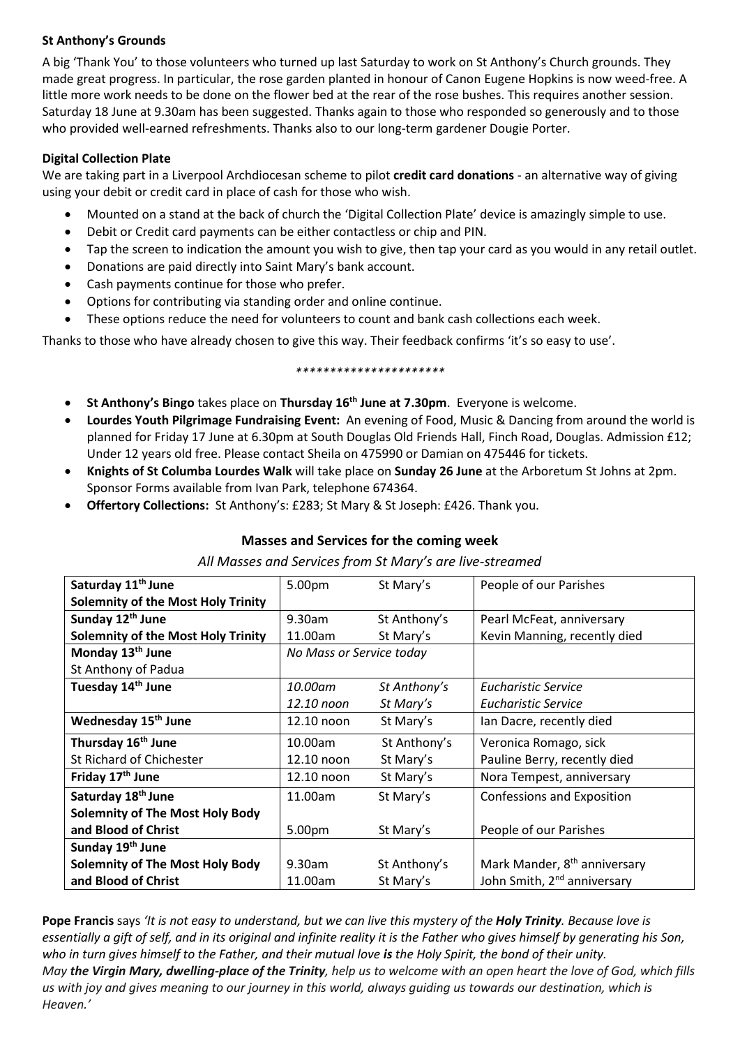**St Anthony's Grounds**

A big 'Thank You' to those volunteers who turned up last Saturday to work on St Anthony's Church grounds. They made great progress. In particular, the rose garden planted in honour of Canon Eugene Hopkins is now weed-free. A little more work needs to be done on the flower bed at the rear of the rose bushes. This requires another session. Saturday 18 June at 9.30am has been suggested. Thanks again to those who responded so generously and to those who provided well-earned refreshments. Thanks also to our long-term gardener Dougie Porter.

**Digital Collection Plate**

We are taking part in a Liverpool Archdiocesan scheme to pilot **credit card donations** - an alternative way of giving using your debit or credit card in place of cash for those who wish.

- Mounted on a stand at the back of church the 'Digital Collection Plate' device is amazingly simple to use.
- Debit or Credit card payments can be either contactless or chip and PIN.
- Tap the screen to indication the amount you wish to give, then tap your card as you would in any retail outlet.
- Donations are paid directly into Saint Mary's bank account.
- Cash payments continue for those who prefer.
- Options for contributing via standing order and online continue.
- These options reduce the need for volunteers to count and bank cash collections each week.

Thanks to those who have already chosen to give this way. Their feedback confirms 'it's so easy to use'.

*\*\*\*\*\*\*\*\*\*\*\*\*\*\*\*\*\*\*\*\*\*\**

- **St Anthony's Bingo** takes place on **Thursday 16th June at 7.30pm**. Everyone is welcome.
- **Lourdes Youth Pilgrimage Fundraising Event:** An evening of Food, Music & Dancing from around the world is planned for Friday 17 June at 6.30pm at South Douglas Old Friends Hall, Finch Road, Douglas. Admission £12; Under 12 years old free. Please contact Sheila on 475990 or Damian on 475446 for tickets.
- **Knights of St Columba Lourdes Walk** will take place on **Sunday 26 June** at the Arboretum St Johns at 2pm. Sponsor Forms available from Ivan Park, telephone 674364.
- **Offertory Collections:** St Anthony's: £283; St Mary & St Joseph: £426. Thank you.

## Masses and Services for the coming week

*All Masses and Services from St Mary's are live-streamed*

| | | | |
|---|---|---|---|
| **Saturday 11th June**<br>**Solemnity of the Most Holy Trinity** | 5.00pm | St Mary's | People of our Parishes |
| **Sunday 12th June**<br>**Solemnity of the Most Holy Trinity** | 9.30am<br>11.00am | St Anthony's<br>St Mary's | Pearl McFeat, anniversary<br>Kevin Manning, recently died |
| **Monday 13th June**<br>St Anthony of Padua | *No Mass or Service today* | | |
| **Tuesday 14th June** | *10.00am*<br>*12.10 noon* | *St Anthony's*<br>*St Mary's* | *Eucharistic Service*<br>*Eucharistic Service* |
| **Wednesday 15th June** | 12.10 noon | St Mary's | Ian Dacre, recently died |
| **Thursday 16th June**<br>St Richard of Chichester | 10.00am<br>12.10 noon | St Anthony's<br>St Mary's | Veronica Romago, sick<br>Pauline Berry, recently died |
| **Friday 17th June** | 12.10 noon | St Mary's | Nora Tempest, anniversary |
| **Saturday 18th June**<br>**Solemnity of The Most Holy Body and Blood of Christ** | 11.00am<br>5.00pm | St Mary's<br>St Mary's | Confessions and Exposition<br>People of our Parishes |
| **Sunday 19th June**<br>**Solemnity of The Most Holy Body and Blood of Christ** | 9.30am<br>11.00am | St Anthony's<br>St Mary's | Mark Mander, 8th anniversary<br>John Smith, 2nd anniversary |

**Pope Francis** says *'It is not easy to understand, but we can live this mystery of the **Holy Trinity**. Because love is essentially a gift of self, and in its original and infinite reality it is the Father who gives himself by generating his Son, who in turn gives himself to the Father, and their mutual love **is** the Holy Spirit, the bond of their unity.*
*May **the Virgin Mary, dwelling-place of the Trinity**, help us to welcome with an open heart the love of God, which fills us with joy and gives meaning to our journey in this world, always guiding us towards our destination, which is Heaven.'*